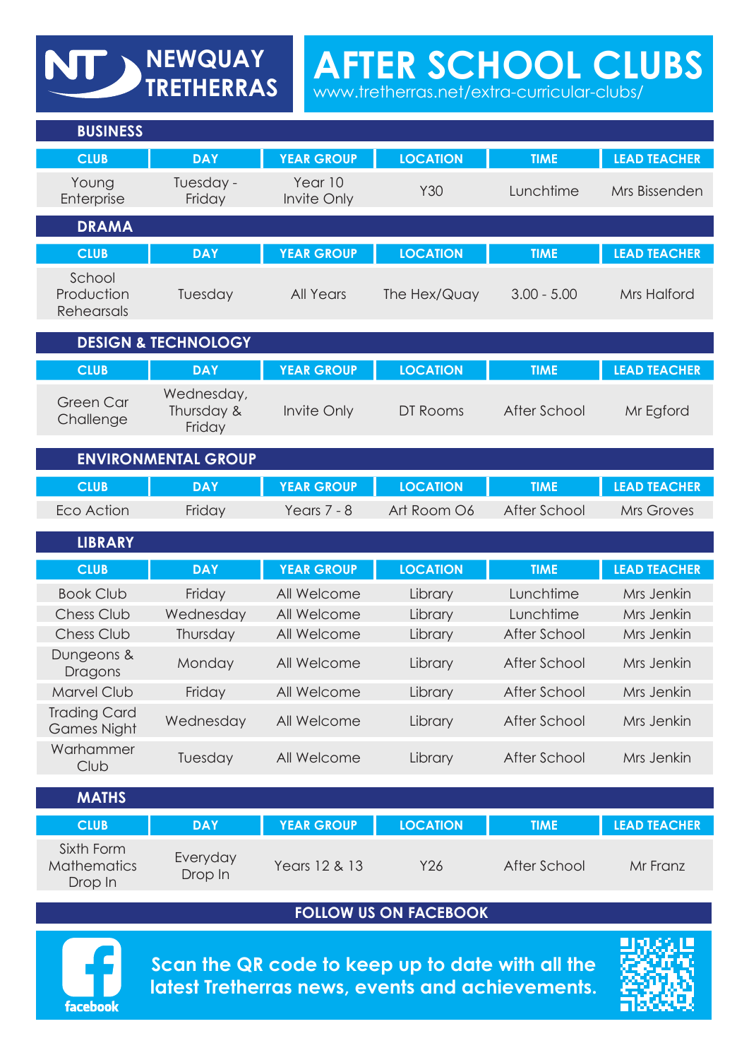# NEWQUAY TRETHERRAS

# AFTER SCHOOL CLUBS

www.tretherras.net/extra-curricular-clubs/

## BUSINESS

| CLUB | DAY | YEAR GROUP | LOCATION | TIME | LEAD TEACHER |
|---|---|---|---|---|---|
| Young Enterprise | Tuesday - Friday | Year 10 Invite Only | Y30 | Lunchtime | Mrs Bissenden |

## DRAMA

| CLUB | DAY | YEAR GROUP | LOCATION | TIME | LEAD TEACHER |
|---|---|---|---|---|---|
| School Production Rehearsals | Tuesday | All Years | The Hex/Quay | 3.00 - 5.00 | Mrs Halford |

## DESIGN & TECHNOLOGY

| CLUB | DAY | YEAR GROUP | LOCATION | TIME | LEAD TEACHER |
|---|---|---|---|---|---|
| Green Car Challenge | Wednesday, Thursday & Friday | Invite Only | DT Rooms | After School | Mr Egford |

## ENVIRONMENTAL GROUP

| CLUB | DAY | YEAR GROUP | LOCATION | TIME | LEAD TEACHER |
|---|---|---|---|---|---|
| Eco Action | Friday | Years 7 - 8 | Art Room O6 | After School | Mrs Groves |

## LIBRARY

| CLUB | DAY | YEAR GROUP | LOCATION | TIME | LEAD TEACHER |
|---|---|---|---|---|---|
| Book Club | Friday | All Welcome | Library | Lunchtime | Mrs Jenkin |
| Chess Club | Wednesday | All Welcome | Library | Lunchtime | Mrs Jenkin |
| Chess Club | Thursday | All Welcome | Library | After School | Mrs Jenkin |
| Dungeons & Dragons | Monday | All Welcome | Library | After School | Mrs Jenkin |
| Marvel Club | Friday | All Welcome | Library | After School | Mrs Jenkin |
| Trading Card Games Night | Wednesday | All Welcome | Library | After School | Mrs Jenkin |
| Warhammer Club | Tuesday | All Welcome | Library | After School | Mrs Jenkin |

## MATHS

| CLUB | DAY | YEAR GROUP | LOCATION | TIME | LEAD TEACHER |
|---|---|---|---|---|---|
| Sixth Form Mathematics Drop In | Everyday Drop In | Years 12 & 13 | Y26 | After School | Mr Franz |

## FOLLOW US ON FACEBOOK

facebook

**Scan the QR code to keep up to date with all the latest Tretherras news, events and achievements.**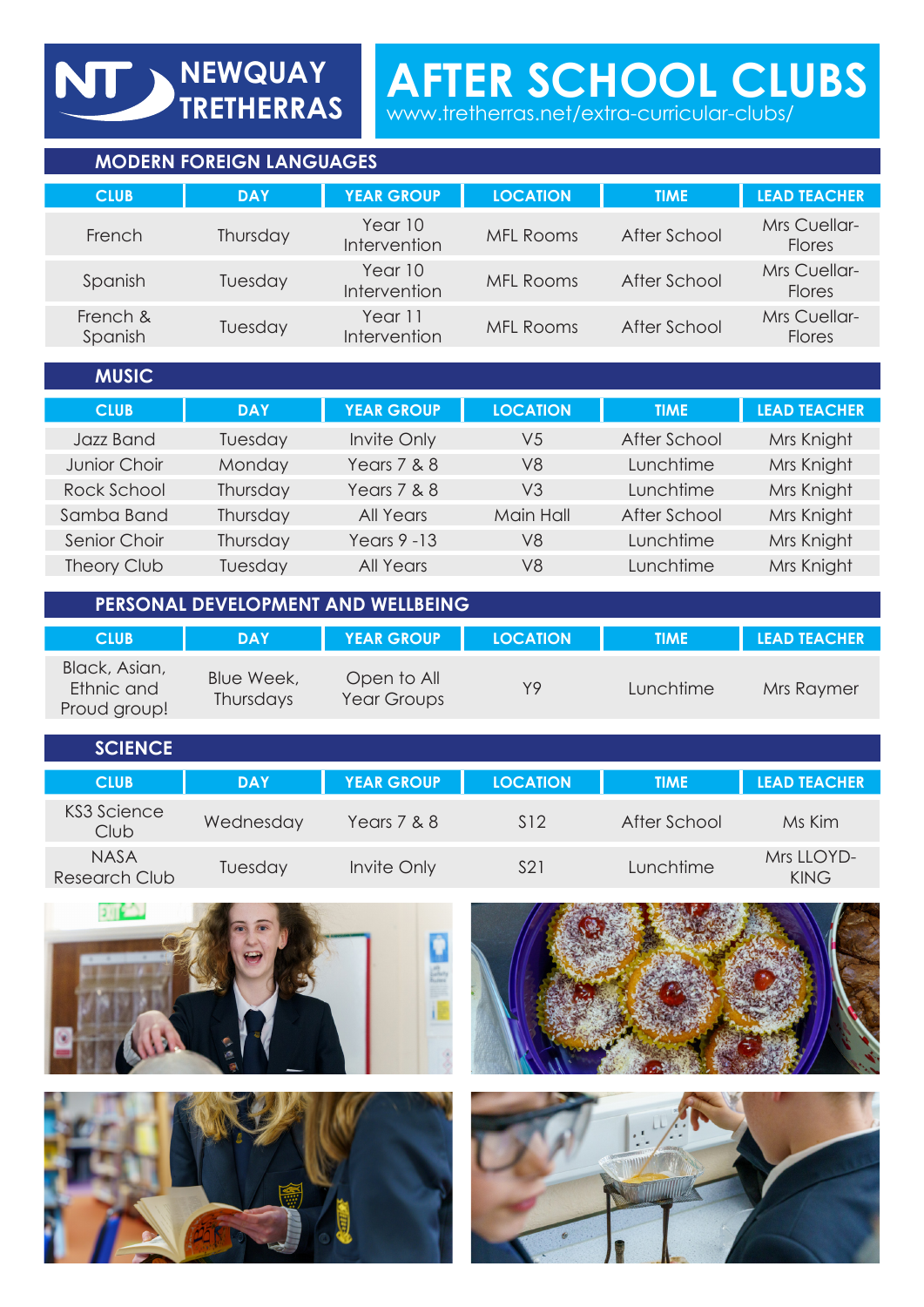# NEWQUAY TRETHERRAS

# AFTER SCHOOL CLUBS

www.tretherras.net/extra-curricular-clubs/

## MODERN FOREIGN LANGUAGES

| CLUB | DAY | YEAR GROUP | LOCATION | TIME | LEAD TEACHER |
|---|---|---|---|---|---|
| French | Thursday | Year 10 Intervention | MFL Rooms | After School | Mrs Cuellar-Flores |
| Spanish | Tuesday | Year 10 Intervention | MFL Rooms | After School | Mrs Cuellar-Flores |
| French & Spanish | Tuesday | Year 11 Intervention | MFL Rooms | After School | Mrs Cuellar-Flores |

## MUSIC

| CLUB | DAY | YEAR GROUP | LOCATION | TIME | LEAD TEACHER |
|---|---|---|---|---|---|
| Jazz Band | Tuesday | Invite Only | V5 | After School | Mrs Knight |
| Junior Choir | Monday | Years 7 & 8 | V8 | Lunchtime | Mrs Knight |
| Rock School | Thursday | Years 7 & 8 | V3 | Lunchtime | Mrs Knight |
| Samba Band | Thursday | All Years | Main Hall | After School | Mrs Knight |
| Senior Choir | Thursday | Years 9 -13 | V8 | Lunchtime | Mrs Knight |
| Theory Club | Tuesday | All Years | V8 | Lunchtime | Mrs Knight |

## PERSONAL DEVELOPMENT AND WELLBEING

| CLUB | DAY | YEAR GROUP | LOCATION | TIME | LEAD TEACHER |
|---|---|---|---|---|---|
| Black, Asian, Ethnic and Proud group! | Blue Week, Thursdays | Open to All Year Groups | Y9 | Lunchtime | Mrs Raymer |

## SCIENCE

| CLUB | DAY | YEAR GROUP | LOCATION | TIME | LEAD TEACHER |
|---|---|---|---|---|---|
| KS3 Science Club | Wednesday | Years 7 & 8 | S12 | After School | Ms Kim |
| NASA Research Club | Tuesday | Invite Only | S21 | Lunchtime | Mrs LLOYD-KING |